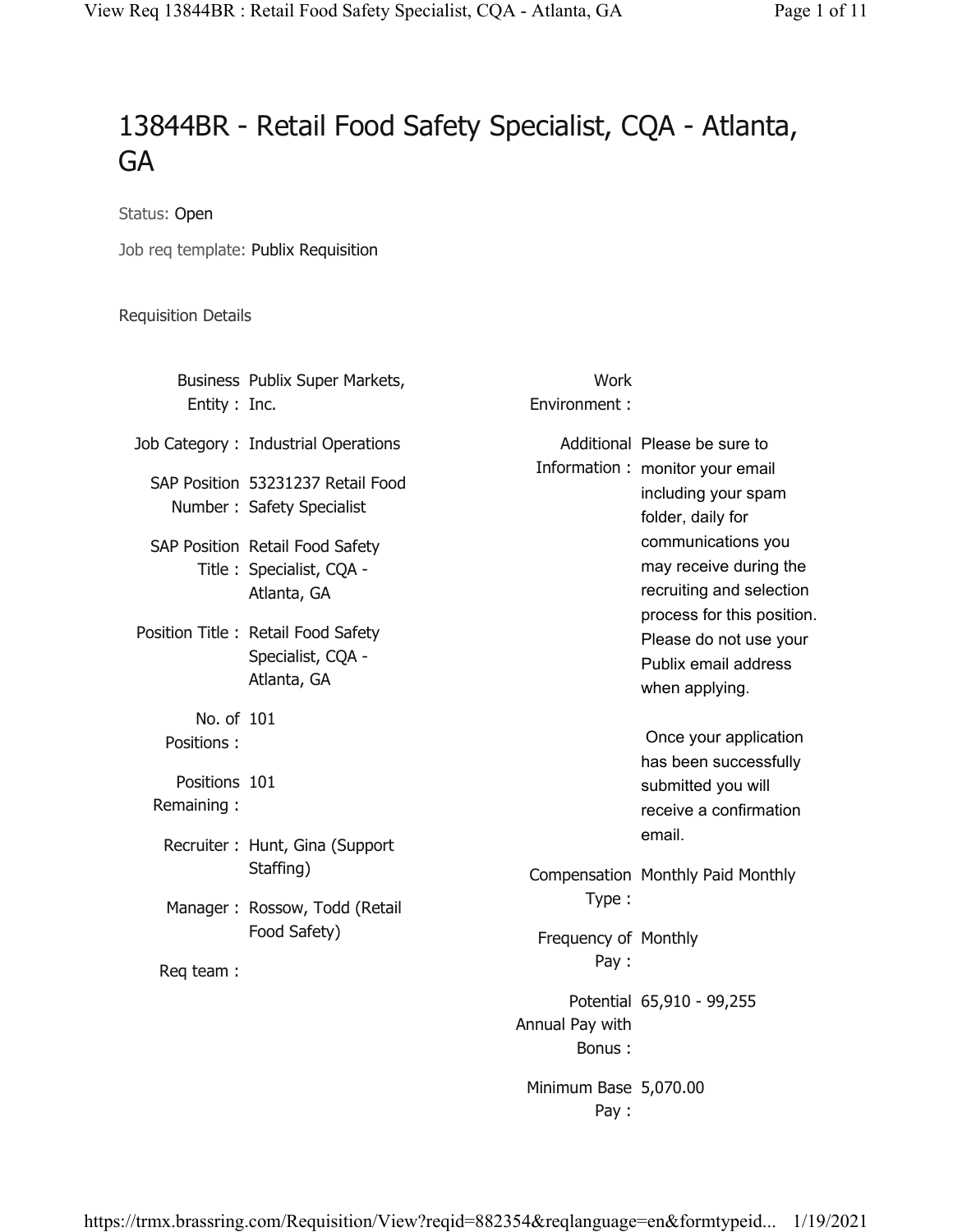# 13844BR - Retail Food Safety Specialist, CQA - Atlanta, GA

Status: Open

Job req template: Publix Requisition

Requisition Details

| Field | Value |
| --- | --- |
| Business Entity : | Publix Super Markets, Inc. |
| Job Category : | Industrial Operations |
| SAP Position Number : | 53231237 Retail Food Safety Specialist |
| SAP Position Title : | Retail Food Safety Specialist, CQA - Atlanta, GA |
| Position Title : | Retail Food Safety Specialist, CQA - Atlanta, GA |
| No. of Positions : | 101 |
| Positions Remaining : | 101 |
| Recruiter : | Hunt, Gina (Support Staffing) |
| Manager : | Rossow, Todd (Retail Food Safety) |
| Req team : | |

| Field | Value |
| --- | --- |
| Work Environment : | |
| Additional Information : | Please be sure to monitor your email including your spam folder, daily for communications you may receive during the recruiting and selection process for this position. Please do not use your Publix email address when applying.<br><br>Once your application has been successfully submitted you will receive a confirmation email. |
| Compensation Type : | Monthly Paid Monthly |
| Frequency of Pay : | Monthly |
| Potential Annual Pay with Bonus : | 65,910 - 99,255 |
| Minimum Base Pay : | 5,070.00 |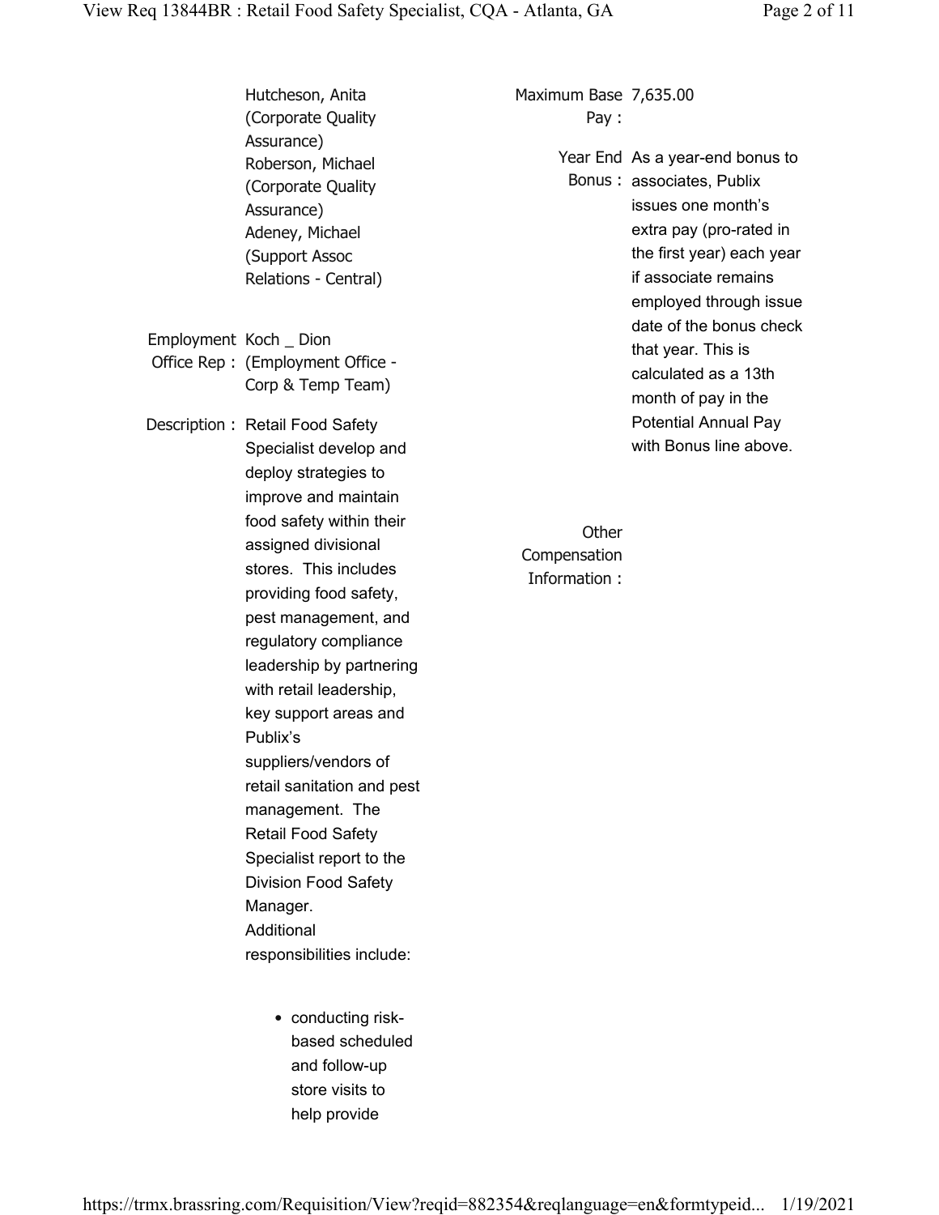Hutcheson, Anita (Corporate Quality Assurance)
Roberson, Michael (Corporate Quality Assurance)
Adeney, Michael (Support Assoc Relations - Central)

**Employment Office Rep :** Koch _ Dion (Employment Office - Corp & Temp Team)

**Description :** Retail Food Safety Specialist develop and deploy strategies to improve and maintain food safety within their assigned divisional stores. This includes providing food safety, pest management, and regulatory compliance leadership by partnering with retail leadership, key support areas and Publix's suppliers/vendors of retail sanitation and pest management. The Retail Food Safety Specialist report to the Division Food Safety Manager.
Additional responsibilities include:

- conducting risk-based scheduled and follow-up store visits to help provide

**Maximum Base Pay :** 7,635.00

**Year End Bonus :** As a year-end bonus to associates, Publix issues one month's extra pay (pro-rated in the first year) each year if associate remains employed through issue date of the bonus check that year. This is calculated as a 13th month of pay in the Potential Annual Pay with Bonus line above.

**Other Compensation Information :**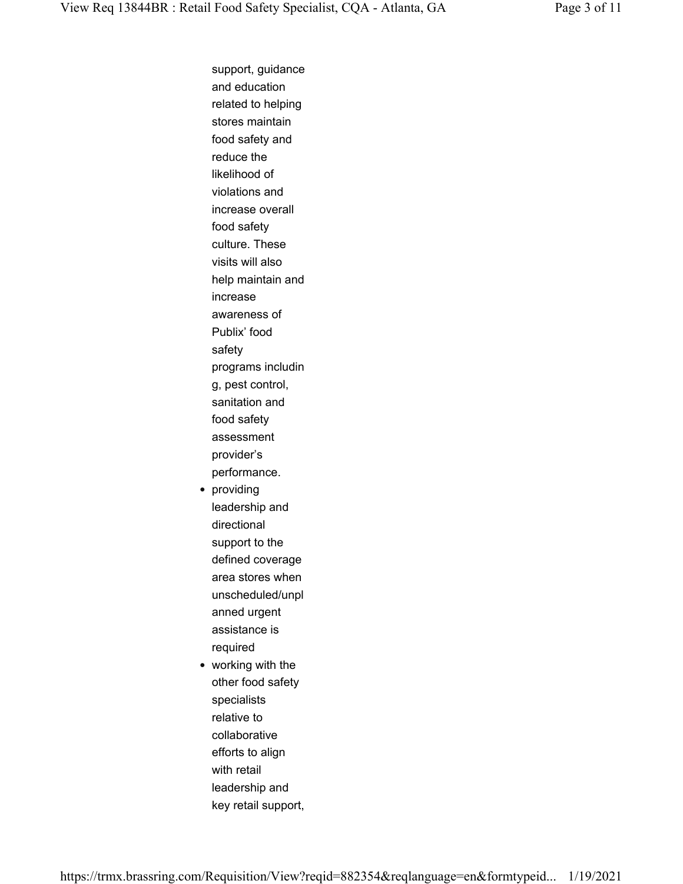support, guidance and education related to helping stores maintain food safety and reduce the likelihood of violations and increase overall food safety culture. These visits will also help maintain and increase awareness of Publix' food safety programs including, pest control, sanitation and food safety assessment provider's performance.

- providing leadership and directional support to the defined coverage area stores when unscheduled/unplanned urgent assistance is required
- working with the other food safety specialists relative to collaborative efforts to align with retail leadership and key retail support,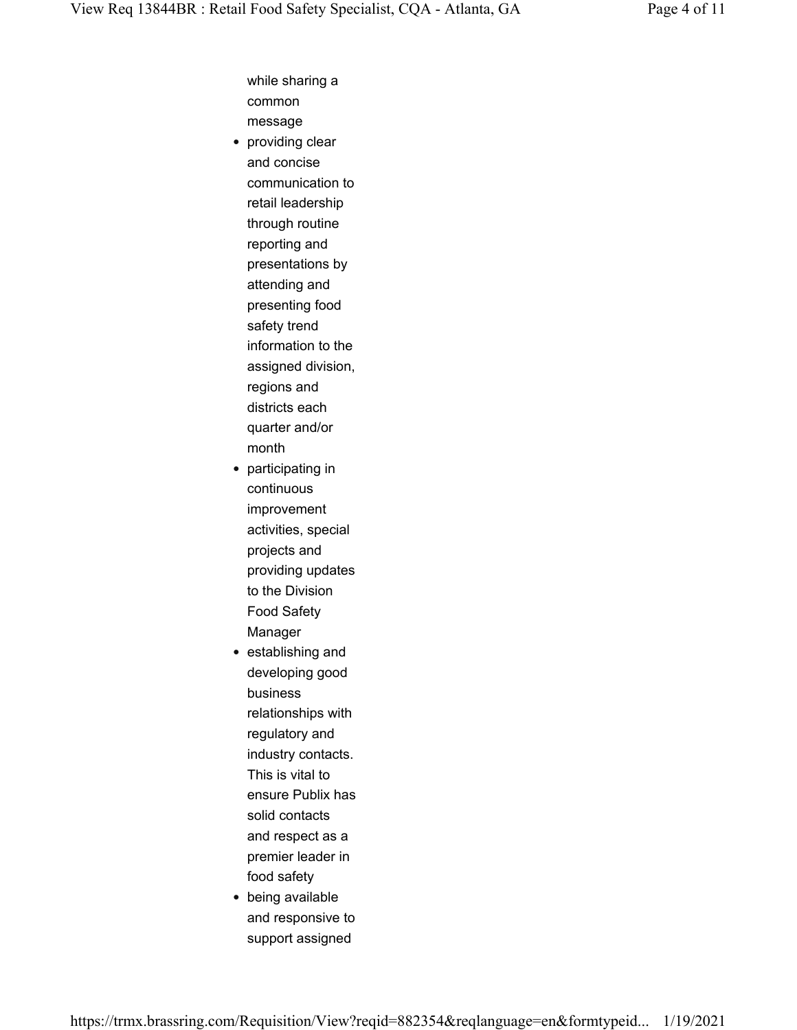while sharing a common message

- providing clear and concise communication to retail leadership through routine reporting and presentations by attending and presenting food safety trend information to the assigned division, regions and districts each quarter and/or month
- participating in continuous improvement activities, special projects and providing updates to the Division Food Safety Manager
- establishing and developing good business relationships with regulatory and industry contacts. This is vital to ensure Publix has solid contacts and respect as a premier leader in food safety
- being available and responsive to support assigned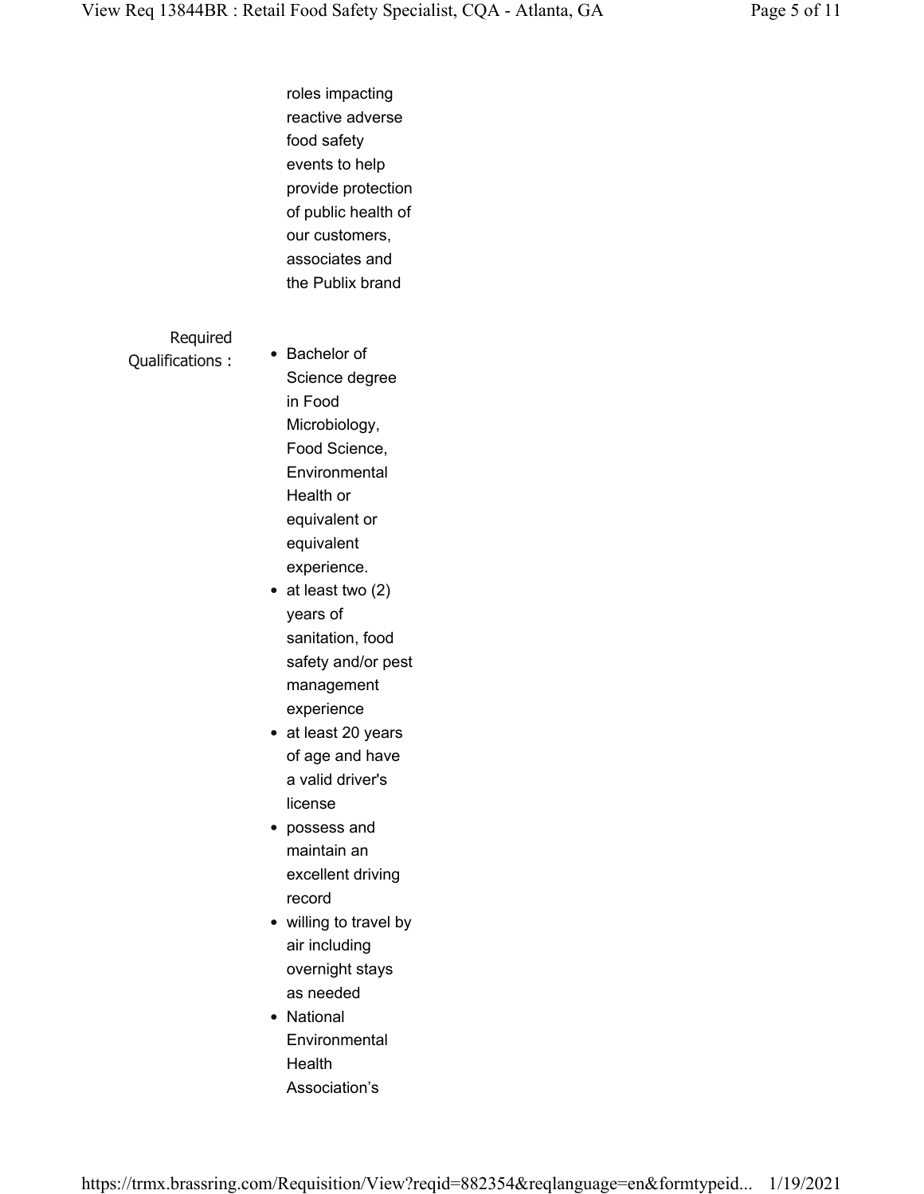roles impacting reactive adverse food safety events to help provide protection of public health of our customers, associates and the Publix brand

Required Qualifications :

- Bachelor of Science degree in Food Microbiology, Food Science, Environmental Health or equivalent or equivalent experience.
- at least two (2) years of sanitation, food safety and/or pest management experience
- at least 20 years of age and have a valid driver's license
- possess and maintain an excellent driving record
- willing to travel by air including overnight stays as needed
- National Environmental Health Association's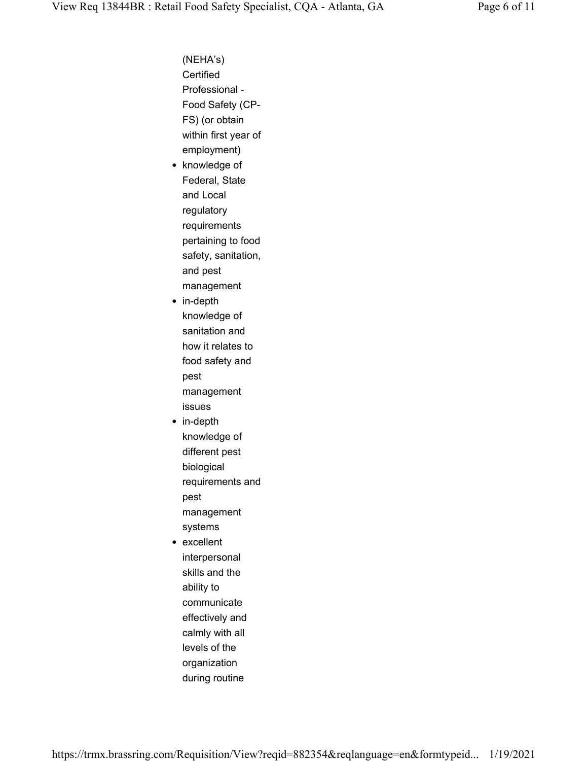(NEHA's) Certified Professional - Food Safety (CP-FS) (or obtain within first year of employment)

- knowledge of Federal, State and Local regulatory requirements pertaining to food safety, sanitation, and pest management
- in-depth knowledge of sanitation and how it relates to food safety and pest management issues
- in-depth knowledge of different pest biological requirements and pest management systems
- excellent interpersonal skills and the ability to communicate effectively and calmly with all levels of the organization during routine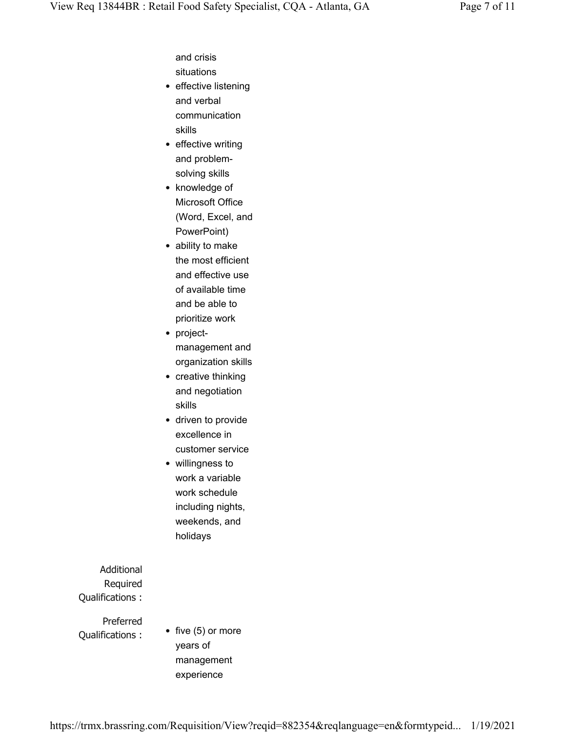and crisis situations

- effective listening and verbal communication skills
- effective writing and problem-solving skills
- knowledge of Microsoft Office (Word, Excel, and PowerPoint)
- ability to make the most efficient and effective use of available time and be able to prioritize work
- project-management and organization skills
- creative thinking and negotiation skills
- driven to provide excellence in customer service
- willingness to work a variable work schedule including nights, weekends, and holidays

**Additional Required Qualifications :**

**Preferred Qualifications :**

- five (5) or more years of management experience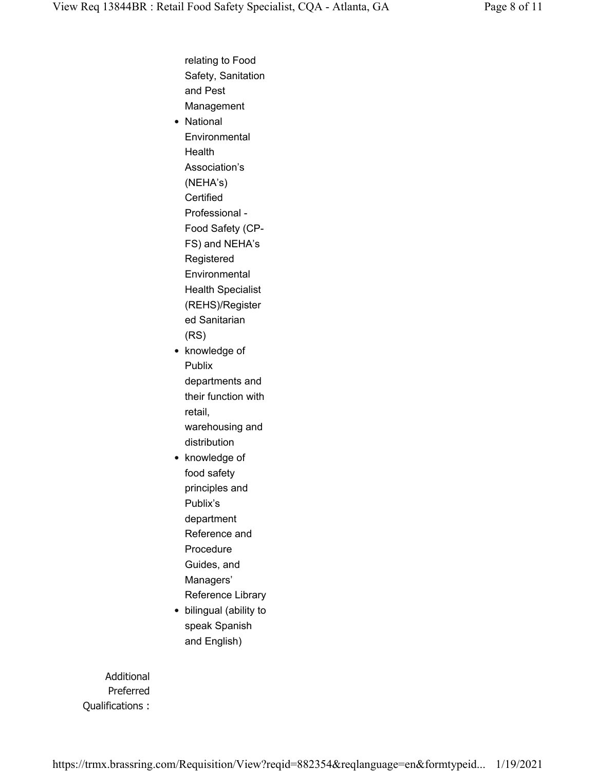relating to Food Safety, Sanitation and Pest Management

- National Environmental Health Association's (NEHA's) Certified Professional - Food Safety (CP-FS) and NEHA's Registered Environmental Health Specialist (REHS)/Registered Sanitarian (RS)
- knowledge of Publix departments and their function with retail, warehousing and distribution
- knowledge of food safety principles and Publix's department Reference and Procedure Guides, and Managers' Reference Library
- bilingual (ability to speak Spanish and English)

Additional Preferred Qualifications :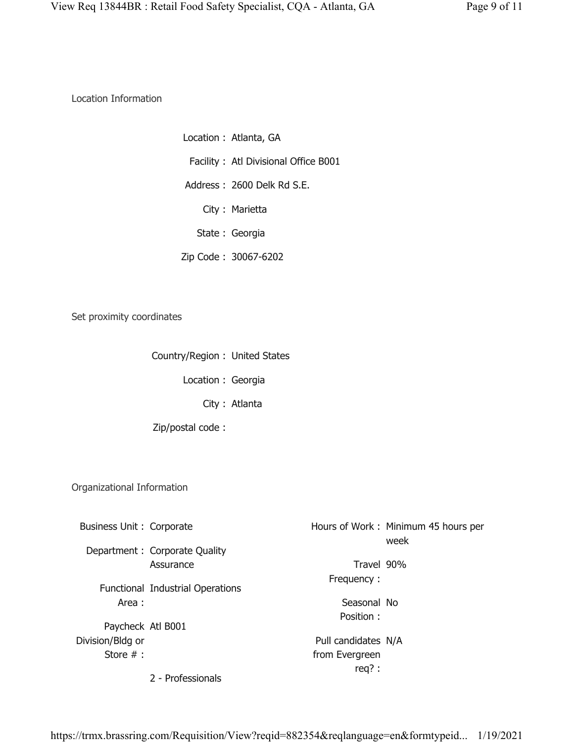## Location Information

Location : Atlanta, GA

Facility : Atl Divisional Office B001

Address : 2600 Delk Rd S.E.

City : Marietta

State : Georgia

Zip Code : 30067-6202

## Set proximity coordinates

Country/Region : United States

Location : Georgia

City : Atlanta

Zip/postal code :

## Organizational Information

Business Unit : Corporate

Department : Corporate Quality Assurance

Functional Area : Industrial Operations

Paycheck Division/Bldg or Store # : Atl B001

2 - Professionals

Hours of Work : Minimum 45 hours per week

Travel Frequency : 90%

Seasonal Position : No

Pull candidates from Evergreen req? : N/A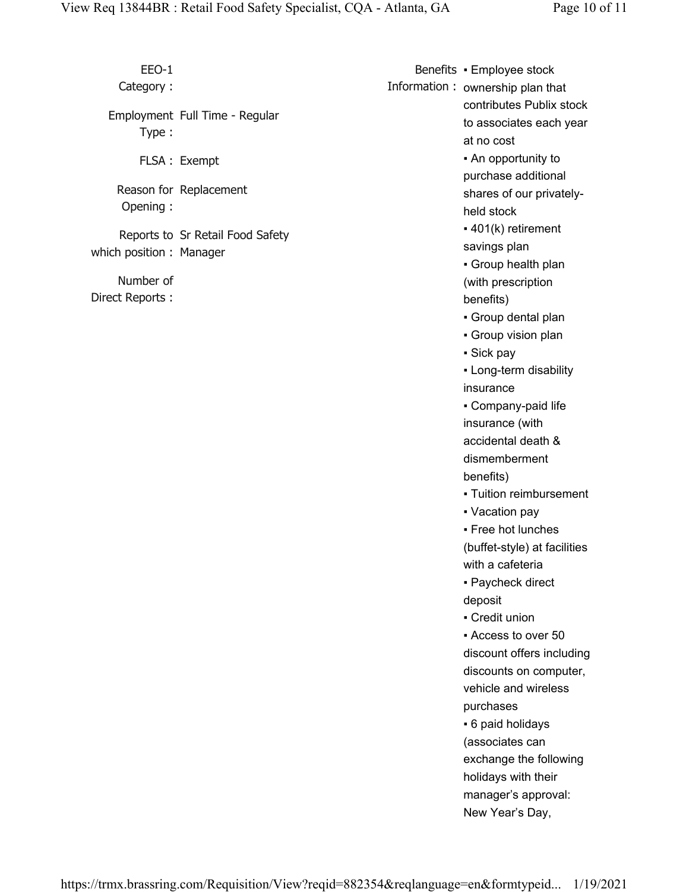**EEO-1 Category :**

**Employment Type :** Full Time - Regular

**FLSA :** Exempt

**Reason for Opening :** Replacement

**Reports to which position :** Sr Retail Food Safety Manager

**Number of Direct Reports :**

**Benefits Information :**

- Employee stock ownership plan that contributes Publix stock to associates each year at no cost
- An opportunity to purchase additional shares of our privately-held stock
- 401(k) retirement savings plan
- Group health plan (with prescription benefits)
- Group dental plan
- Group vision plan
- Sick pay
- Long-term disability insurance
- Company-paid life insurance (with accidental death & dismemberment benefits)
- Tuition reimbursement
- Vacation pay
- Free hot lunches (buffet-style) at facilities with a cafeteria
- Paycheck direct deposit
- Credit union
- Access to over 50 discount offers including discounts on computer, vehicle and wireless purchases
- 6 paid holidays (associates can exchange the following holidays with their manager's approval: New Year's Day,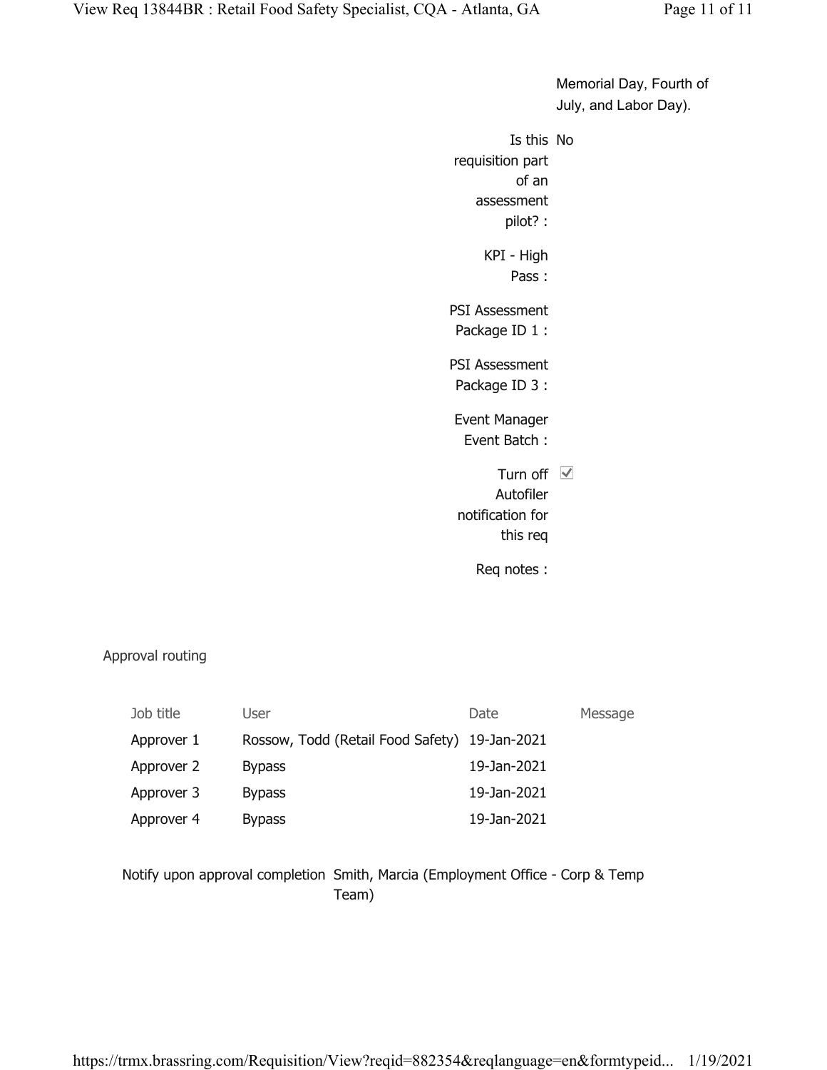Memorial Day, Fourth of July, and Labor Day).

| | |
|---|---|
| Is this requisition part of an assessment pilot? : | No |
| KPI - High Pass : | |
| PSI Assessment Package ID 1 : | |
| PSI Assessment Package ID 3 : | |
| Event Manager Event Batch : | |
| Turn off Autofiler notification for this req | ☑ |
| Req notes : | |

Approval routing

| Job title | User | Date | Message |
|---|---|---|---|
| Approver 1 | Rossow, Todd (Retail Food Safety) | 19-Jan-2021 | |
| Approver 2 | Bypass | 19-Jan-2021 | |
| Approver 3 | Bypass | 19-Jan-2021 | |
| Approver 4 | Bypass | 19-Jan-2021 | |

Notify upon approval completion Smith, Marcia (Employment Office - Corp & Temp Team)